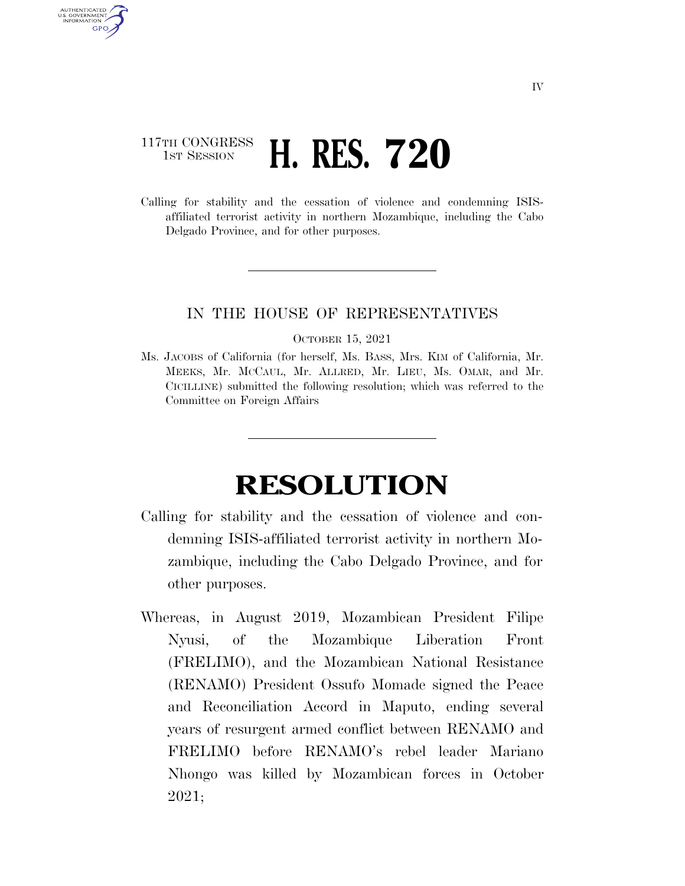117TH CONGRESS
1ST SESSION

# H. RES. 720

Calling for stability and the cessation of violence and condemning ISIS-affiliated terrorist activity in northern Mozambique, including the Cabo Delgado Province, and for other purposes.

---

IN THE HOUSE OF REPRESENTATIVES

OCTOBER 15, 2021

Ms. JACOBS of California (for herself, Ms. BASS, Mrs. KIM of California, Mr. MEEKS, Mr. MCCAUL, Mr. ALLRED, Mr. LIEU, Ms. OMAR, and Mr. CICILLINE) submitted the following resolution; which was referred to the Committee on Foreign Affairs

---

# RESOLUTION

Calling for stability and the cessation of violence and condemning ISIS-affiliated terrorist activity in northern Mozambique, including the Cabo Delgado Province, and for other purposes.

Whereas, in August 2019, Mozambican President Filipe Nyusi, of the Mozambique Liberation Front (FRELIMO), and the Mozambican National Resistance (RENAMO) President Ossufo Momade signed the Peace and Reconciliation Accord in Maputo, ending several years of resurgent armed conflict between RENAMO and FRELIMO before RENAMO's rebel leader Mariano Nhongo was killed by Mozambican forces in October 2021;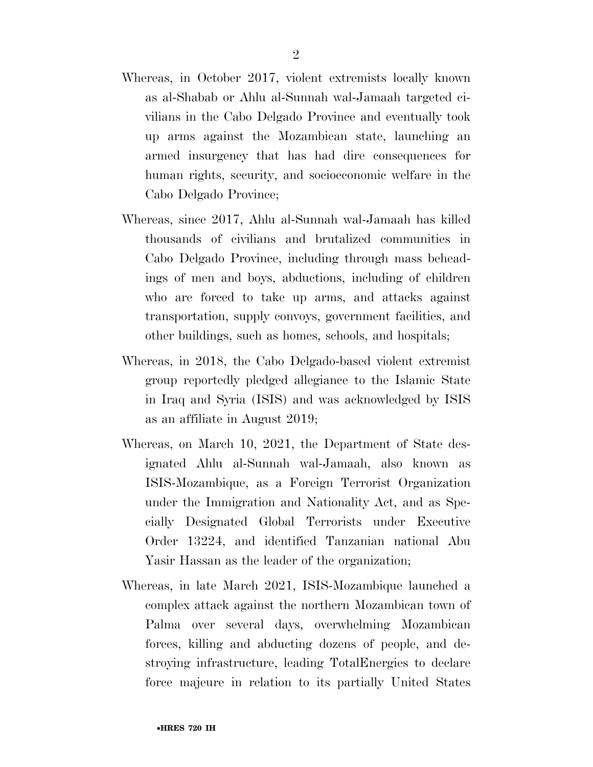Whereas, in October 2017, violent extremists locally known as al-Shabab or Ahlu al-Sunnah wal-Jamaah targeted civilians in the Cabo Delgado Province and eventually took up arms against the Mozambican state, launching an armed insurgency that has had dire consequences for human rights, security, and socioeconomic welfare in the Cabo Delgado Province;

Whereas, since 2017, Ahlu al-Sunnah wal-Jamaah has killed thousands of civilians and brutalized communities in Cabo Delgado Province, including through mass beheadings of men and boys, abductions, including of children who are forced to take up arms, and attacks against transportation, supply convoys, government facilities, and other buildings, such as homes, schools, and hospitals;

Whereas, in 2018, the Cabo Delgado-based violent extremist group reportedly pledged allegiance to the Islamic State in Iraq and Syria (ISIS) and was acknowledged by ISIS as an affiliate in August 2019;

Whereas, on March 10, 2021, the Department of State designated Ahlu al-Sunnah wal-Jamaah, also known as ISIS-Mozambique, as a Foreign Terrorist Organization under the Immigration and Nationality Act, and as Specially Designated Global Terrorists under Executive Order 13224, and identified Tanzanian national Abu Yasir Hassan as the leader of the organization;

Whereas, in late March 2021, ISIS-Mozambique launched a complex attack against the northern Mozambican town of Palma over several days, overwhelming Mozambican forces, killing and abducting dozens of people, and destroying infrastructure, leading TotalEnergies to declare force majeure in relation to its partially United States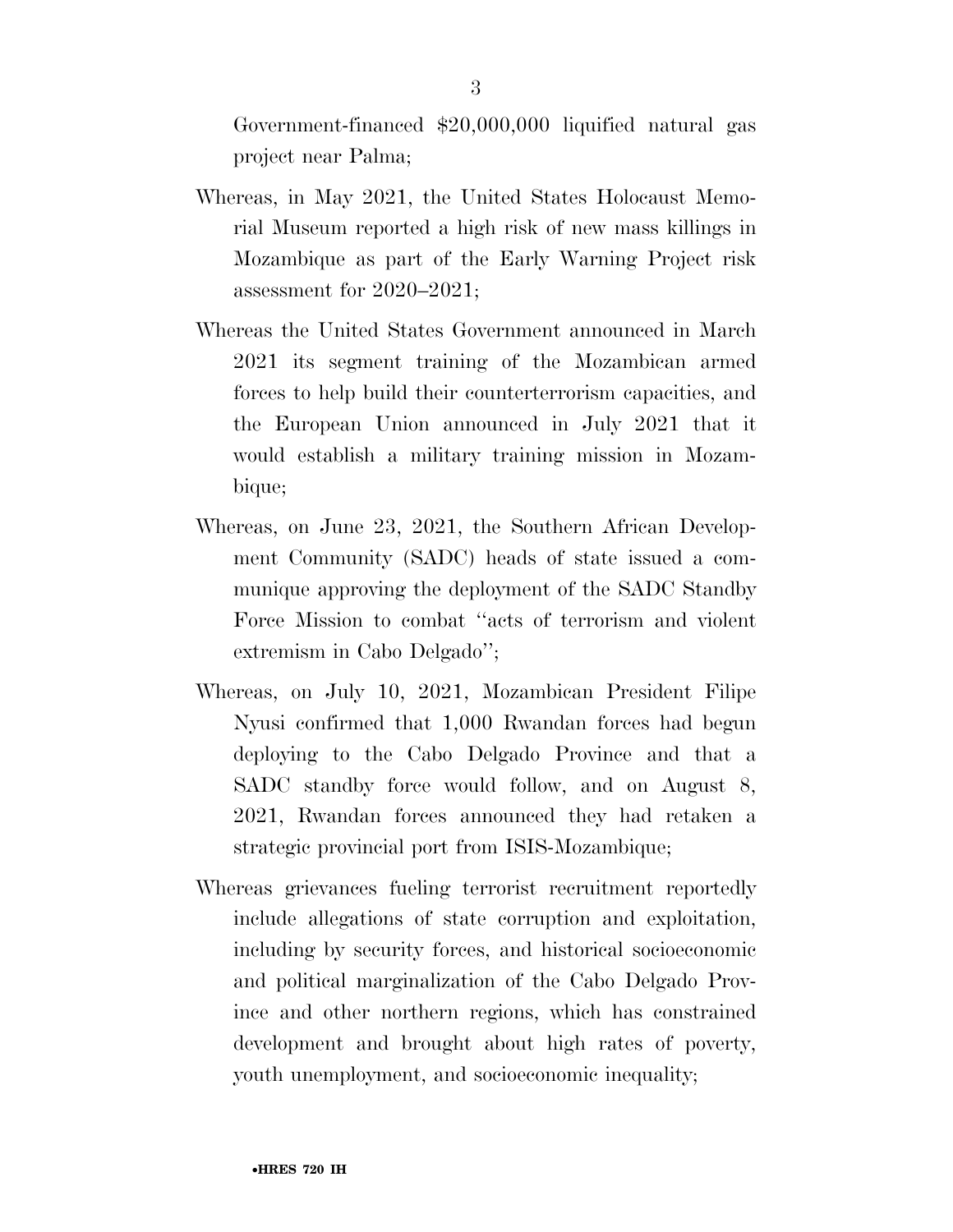Government-financed $20,000,000 liquified natural gas project near Palma;

Whereas, in May 2021, the United States Holocaust Memorial Museum reported a high risk of new mass killings in Mozambique as part of the Early Warning Project risk assessment for 2020–2021;

Whereas the United States Government announced in March 2021 its segment training of the Mozambican armed forces to help build their counterterrorism capacities, and the European Union announced in July 2021 that it would establish a military training mission in Mozambique;

Whereas, on June 23, 2021, the Southern African Development Community (SADC) heads of state issued a communique approving the deployment of the SADC Standby Force Mission to combat ''acts of terrorism and violent extremism in Cabo Delgado'';

Whereas, on July 10, 2021, Mozambican President Filipe Nyusi confirmed that 1,000 Rwandan forces had begun deploying to the Cabo Delgado Province and that a SADC standby force would follow, and on August 8, 2021, Rwandan forces announced they had retaken a strategic provincial port from ISIS-Mozambique;

Whereas grievances fueling terrorist recruitment reportedly include allegations of state corruption and exploitation, including by security forces, and historical socioeconomic and political marginalization of the Cabo Delgado Province and other northern regions, which has constrained development and brought about high rates of poverty, youth unemployment, and socioeconomic inequality;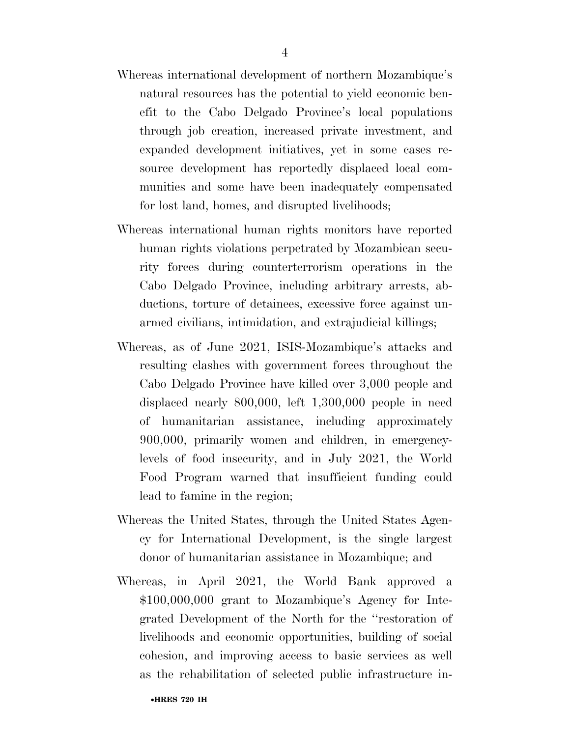Whereas international development of northern Mozambique's natural resources has the potential to yield economic benefit to the Cabo Delgado Province's local populations through job creation, increased private investment, and expanded development initiatives, yet in some cases resource development has reportedly displaced local communities and some have been inadequately compensated for lost land, homes, and disrupted livelihoods;

Whereas international human rights monitors have reported human rights violations perpetrated by Mozambican security forces during counterterrorism operations in the Cabo Delgado Province, including arbitrary arrests, abductions, torture of detainees, excessive force against unarmed civilians, intimidation, and extrajudicial killings;

Whereas, as of June 2021, ISIS-Mozambique's attacks and resulting clashes with government forces throughout the Cabo Delgado Province have killed over 3,000 people and displaced nearly 800,000, left 1,300,000 people in need of humanitarian assistance, including approximately 900,000, primarily women and children, in emergency-levels of food insecurity, and in July 2021, the World Food Program warned that insufficient funding could lead to famine in the region;

Whereas the United States, through the United States Agency for International Development, is the single largest donor of humanitarian assistance in Mozambique; and

Whereas, in April 2021, the World Bank approved a $100,000,000 grant to Mozambique's Agency for Integrated Development of the North for the "restoration of livelihoods and economic opportunities, building of social cohesion, and improving access to basic services as well as the rehabilitation of selected public infrastructure in-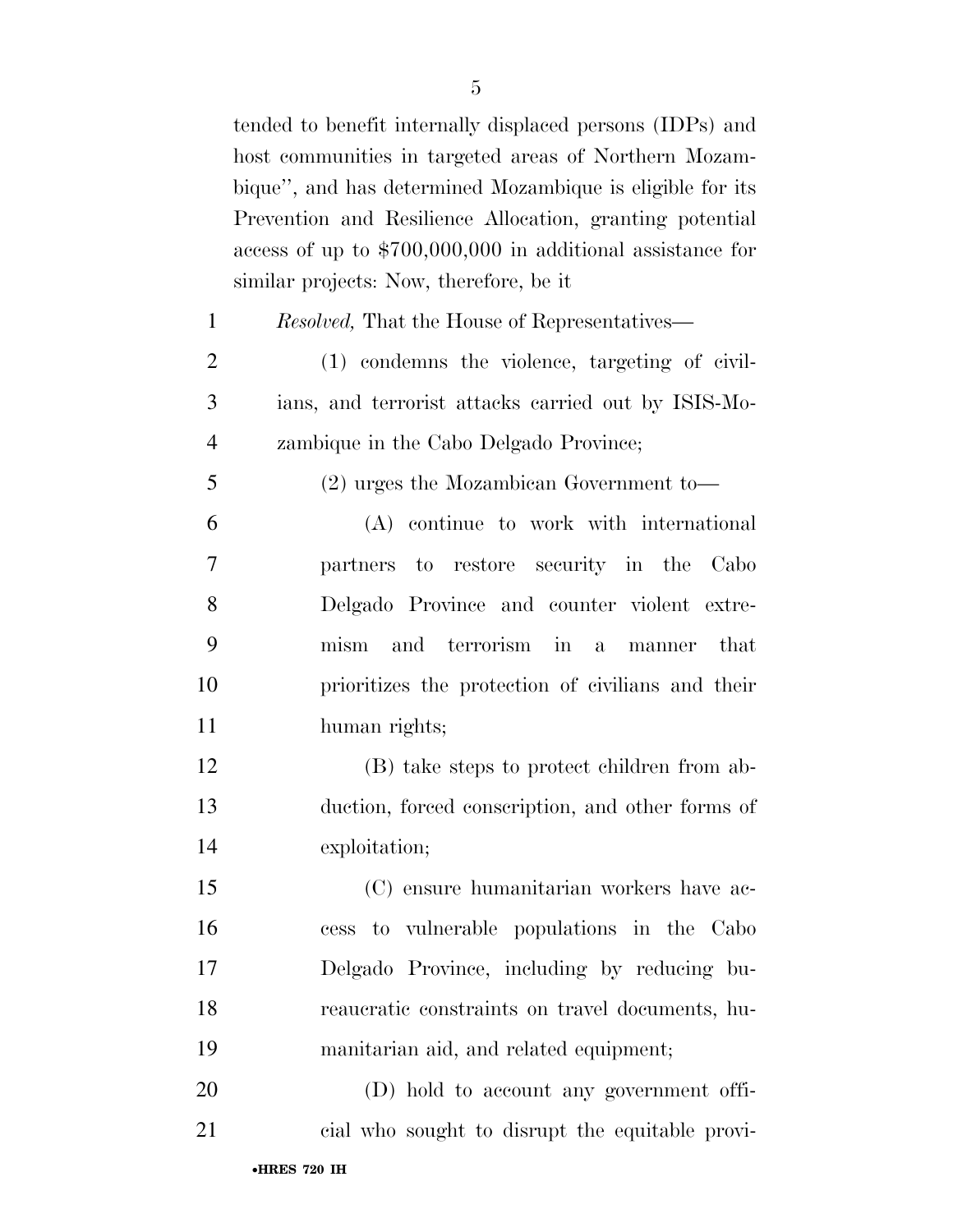tended to benefit internally displaced persons (IDPs) and host communities in targeted areas of Northern Mozambique'', and has determined Mozambique is eligible for its Prevention and Resilience Allocation, granting potential access of up to $700,000,000 in additional assistance for similar projects: Now, therefore, be it

*Resolved,* That the House of Representatives—

(1) condemns the violence, targeting of civilians, and terrorist attacks carried out by ISIS-Mozambique in the Cabo Delgado Province;

(2) urges the Mozambican Government to—

(A) continue to work with international partners to restore security in the Cabo Delgado Province and counter violent extremism and terrorism in a manner that prioritizes the protection of civilians and their human rights;

(B) take steps to protect children from abduction, forced conscription, and other forms of exploitation;

(C) ensure humanitarian workers have access to vulnerable populations in the Cabo Delgado Province, including by reducing bureaucratic constraints on travel documents, humanitarian aid, and related equipment;

(D) hold to account any government official who sought to disrupt the equitable provi-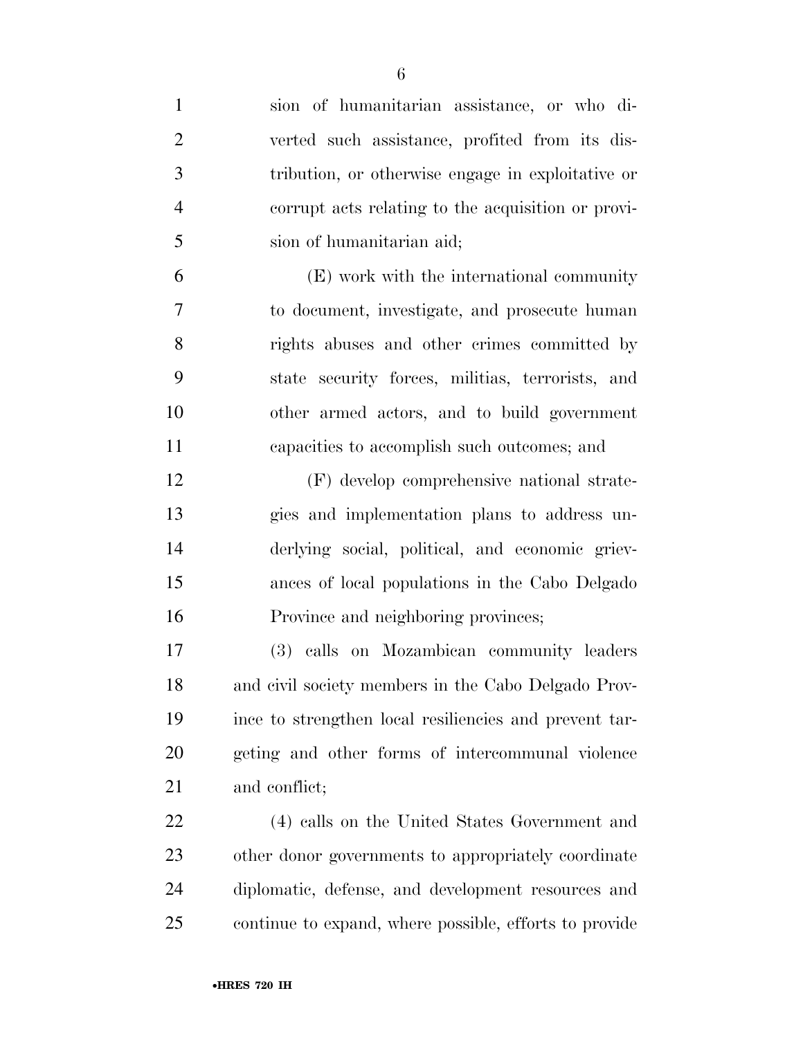sion of humanitarian assistance, or who diverted such assistance, profited from its distribution, or otherwise engage in exploitative or corrupt acts relating to the acquisition or provision of humanitarian aid;

(E) work with the international community to document, investigate, and prosecute human rights abuses and other crimes committed by state security forces, militias, terrorists, and other armed actors, and to build government capacities to accomplish such outcomes; and

(F) develop comprehensive national strategies and implementation plans to address underlying social, political, and economic grievances of local populations in the Cabo Delgado Province and neighboring provinces;

(3) calls on Mozambican community leaders and civil society members in the Cabo Delgado Province to strengthen local resiliencies and prevent targeting and other forms of intercommunal violence and conflict;

(4) calls on the United States Government and other donor governments to appropriately coordinate diplomatic, defense, and development resources and continue to expand, where possible, efforts to provide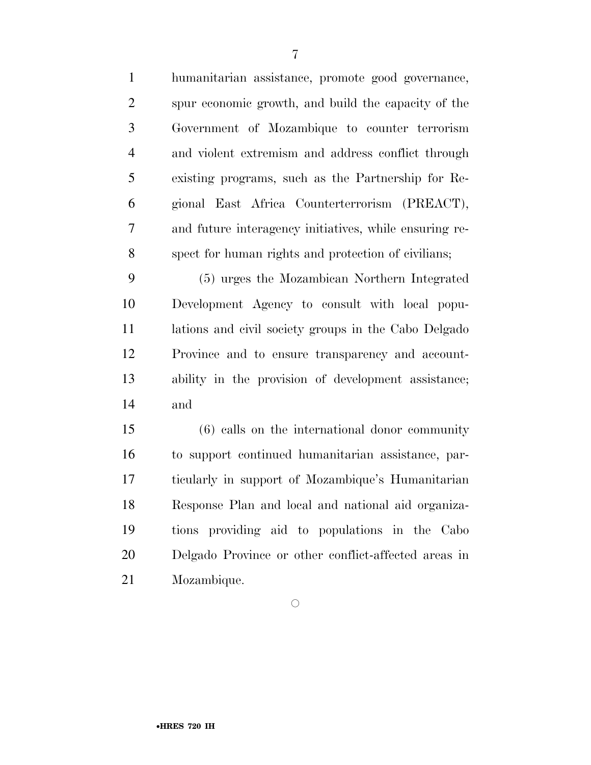humanitarian assistance, promote good governance, spur economic growth, and build the capacity of the Government of Mozambique to counter terrorism and violent extremism and address conflict through existing programs, such as the Partnership for Regional East Africa Counterterrorism (PREACT), and future interagency initiatives, while ensuring respect for human rights and protection of civilians;

(5) urges the Mozambican Northern Integrated Development Agency to consult with local populations and civil society groups in the Cabo Delgado Province and to ensure transparency and accountability in the provision of development assistance; and

(6) calls on the international donor community to support continued humanitarian assistance, particularly in support of Mozambique's Humanitarian Response Plan and local and national aid organizations providing aid to populations in the Cabo Delgado Province or other conflict-affected areas in Mozambique.

○